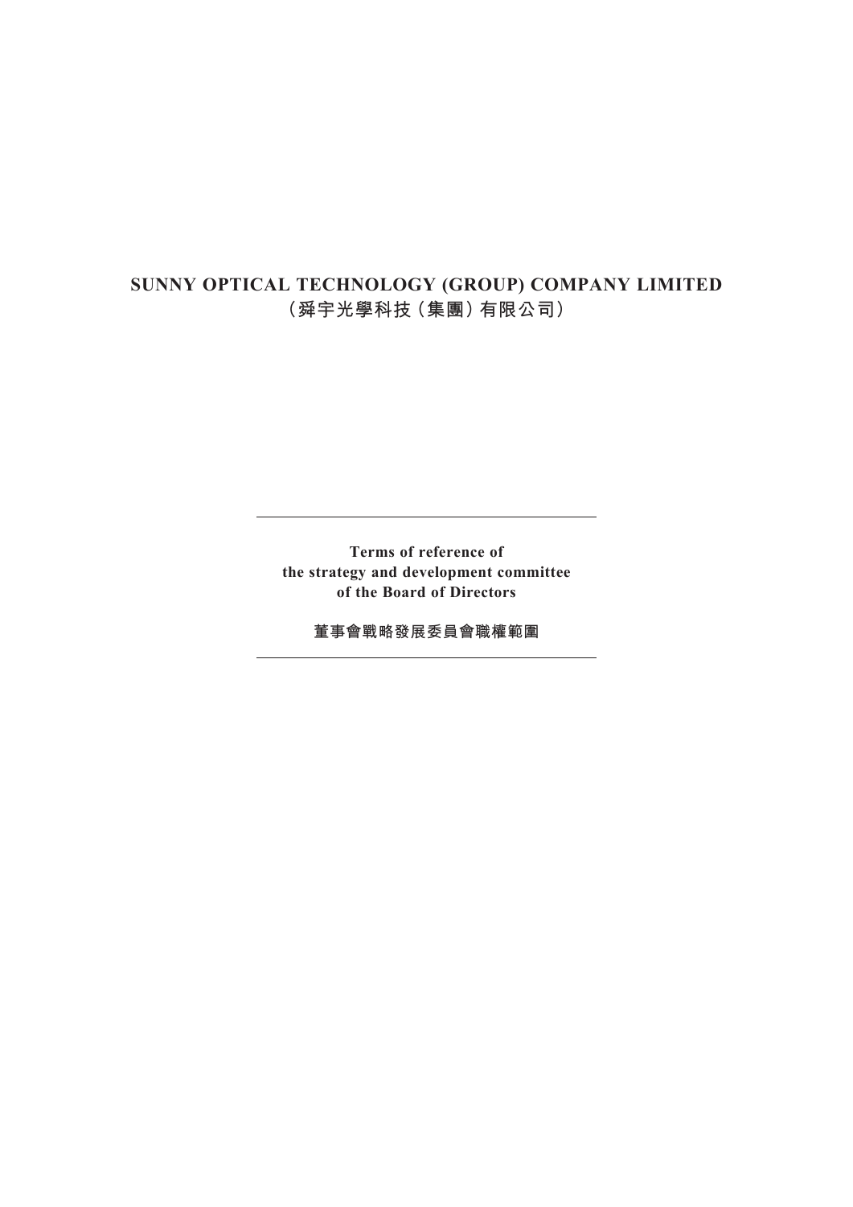# SUNNY OPTICAL TECHNOLOGY (GROUP) COMPANY LIMITED
# （舜宇光學科技（集團）有限公司）

---

**Terms of reference of**
**the strategy and development committee**
**of the Board of Directors**

**董事會戰略發展委員會職權範圍**

---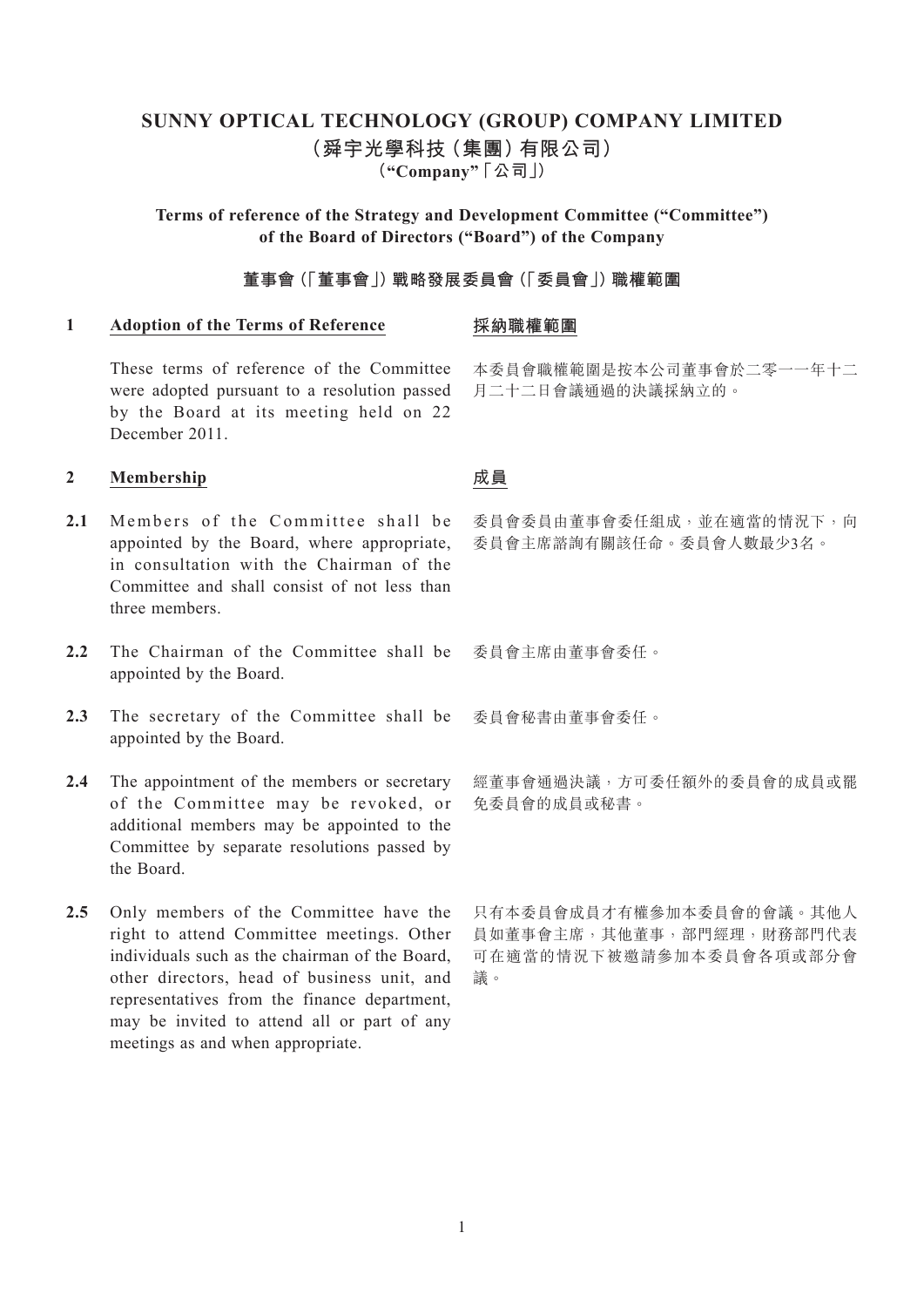# SUNNY OPTICAL TECHNOLOGY (GROUP) COMPANY LIMITED

# （舜宇光學科技（集團）有限公司）

**（"Company"「公司」）**

**Terms of reference of the Strategy and Development Committee ("Committee") of the Board of Directors ("Board") of the Company**

**董事會（「董事會」）戰略發展委員會（「委員會」）職權範圍**

## 1 Adoption of the Terms of Reference

## 採納職權範圍

These terms of reference of the Committee were adopted pursuant to a resolution passed by the Board at its meeting held on 22 December 2011.

本委員會職權範圍是按本公司董事會於二零一一年十二月二十二日會議通過的決議採納立的。

## 2 Membership

## 成員

**2.1** Members of the Committee shall be appointed by the Board, where appropriate, in consultation with the Chairman of the Committee and shall consist of not less than three members.

委員會委員由董事會委任組成，並在適當的情況下，向委員會主席諮詢有關該任命。委員會人數最少3名。

**2.2** The Chairman of the Committee shall be appointed by the Board.

委員會主席由董事會委任。

**2.3** The secretary of the Committee shall be appointed by the Board.

委員會秘書由董事會委任。

**2.4** The appointment of the members or secretary of the Committee may be revoked, or additional members may be appointed to the Committee by separate resolutions passed by the Board.

經董事會通過決議，方可委任額外的委員會的成員或罷免委員會的成員或秘書。

**2.5** Only members of the Committee have the right to attend Committee meetings. Other individuals such as the chairman of the Board, other directors, head of business unit, and representatives from the finance department, may be invited to attend all or part of any meetings as and when appropriate.

只有本委員會成員才有權參加本委員會的會議。其他人員如董事會主席，其他董事，部門經理，財務部門代表可在適當的情況下被邀請參加本委員會各項或部分會議。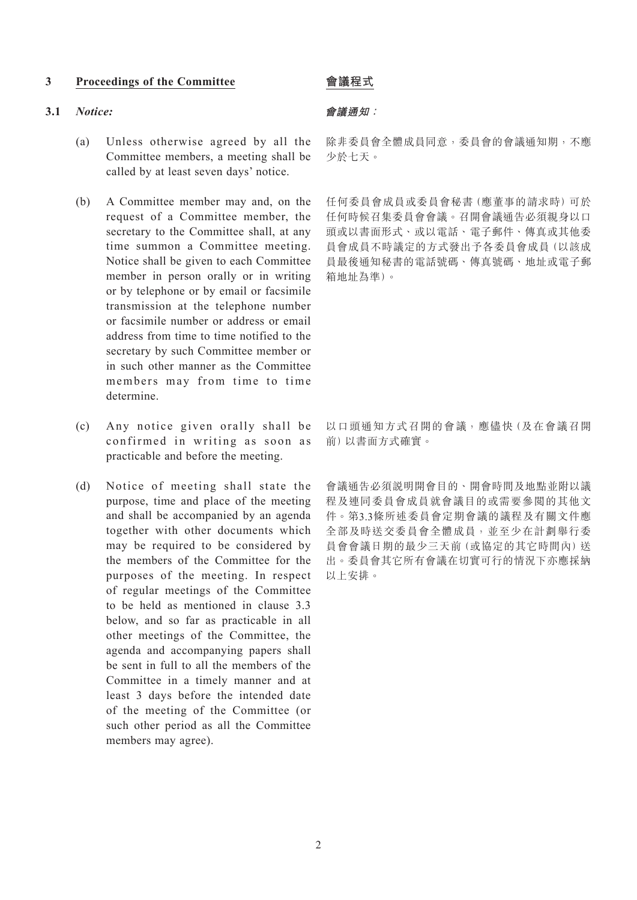## 3 Proceedings of the Committee

## 會議程式

### 3.1 *Notice:*

### *會議通知：*

(a) Unless otherwise agreed by all the Committee members, a meeting shall be called by at least seven days' notice.

除非委員會全體成員同意，委員會的會議通知期，不應少於七天。

(b) A Committee member may and, on the request of a Committee member, the secretary to the Committee shall, at any time summon a Committee meeting. Notice shall be given to each Committee member in person orally or in writing or by telephone or by email or facsimile transmission at the telephone number or facsimile number or address or email address from time to time notified to the secretary by such Committee member or in such other manner as the Committee members may from time to time determine.

任何委員會成員或委員會秘書（應董事的請求時）可於任何時候召集委員會會議。召開會議通告必須親身以口頭或以書面形式、或以電話、電子郵件、傳真或其他委員會成員不時議定的方式發出予各委員會成員（以該成員最後通知秘書的電話號碼、傳真號碼、地址或電子郵箱地址為準）。

(c) Any notice given orally shall be confirmed in writing as soon as practicable and before the meeting.

以口頭通知方式召開的會議，應儘快（及在會議召開前）以書面方式確實。

(d) Notice of meeting shall state the purpose, time and place of the meeting and shall be accompanied by an agenda together with other documents which may be required to be considered by the members of the Committee for the purposes of the meeting. In respect of regular meetings of the Committee to be held as mentioned in clause 3.3 below, and so far as practicable in all other meetings of the Committee, the agenda and accompanying papers shall be sent in full to all the members of the Committee in a timely manner and at least 3 days before the intended date of the meeting of the Committee (or such other period as all the Committee members may agree).

會議通告必須說明開會目的、開會時間及地點並附以議程及連同委員會成員就會議目的或需要參閱的其他文件。第3.3條所述委員會定期會議的議程及有關文件應全部及時送交委員會全體成員，並至少在計劃舉行委員會會議日期的最少三天前（或協定的其它時間內）送出。委員會其它所有會議在切實可行的情況下亦應採納以上安排。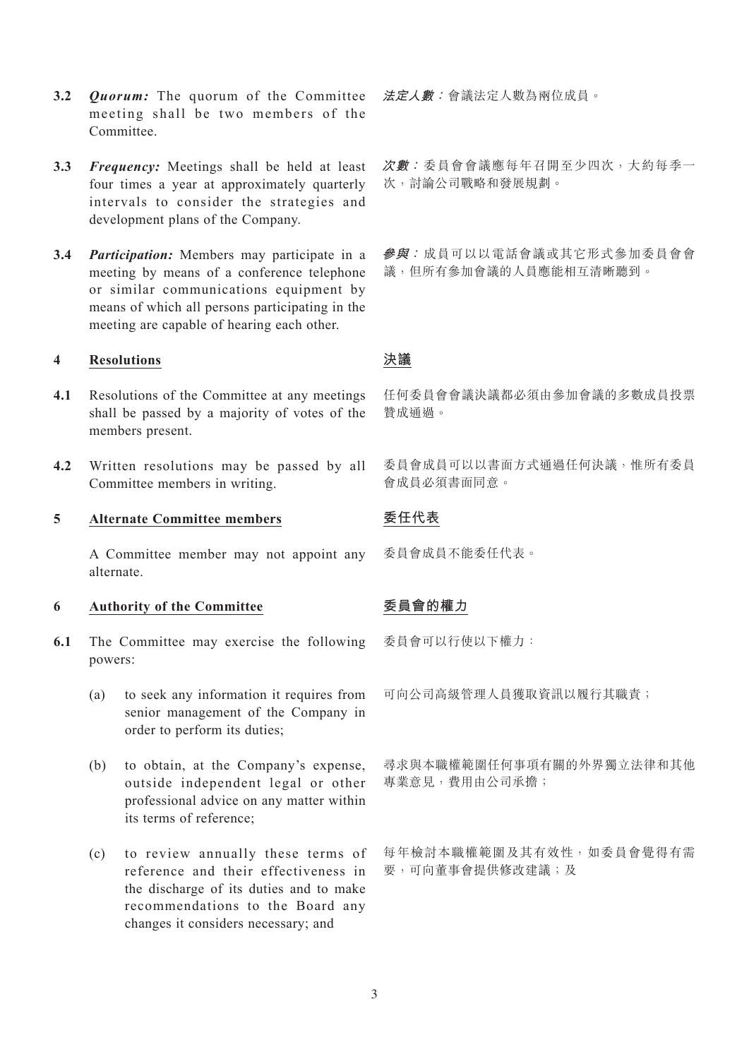**3.2** ***Quorum:*** The quorum of the Committee meeting shall be two members of the Committee.

***法定人數：***會議法定人數為兩位成員。

**3.3** ***Frequency:*** Meetings shall be held at least four times a year at approximately quarterly intervals to consider the strategies and development plans of the Company.

***次數：***委員會會議應每年召開至少四次，大約每季一次，討論公司戰略和發展規劃。

**3.4** ***Participation:*** Members may participate in a meeting by means of a conference telephone or similar communications equipment by means of which all persons participating in the meeting are capable of hearing each other.

***參與：***成員可以以電話會議或其它形式參加委員會會議，但所有參加會議的人員應能相互清晰聽到。

## 4 Resolutions

## 決議

**4.1** Resolutions of the Committee at any meetings shall be passed by a majority of votes of the members present.

任何委員會會議決議都必須由參加會議的多數成員投票贊成通過。

**4.2** Written resolutions may be passed by all Committee members in writing.

委員會成員可以以書面方式通過任何決議，惟所有委員會成員必須書面同意。

## 5 Alternate Committee members

## 委任代表

A Committee member may not appoint any alternate.

委員會成員不能委任代表。

## 6 Authority of the Committee

## 委員會的權力

**6.1** The Committee may exercise the following powers:

委員會可以行使以下權力：

(a) to seek any information it requires from senior management of the Company in order to perform its duties;

可向公司高級管理人員獲取資訊以履行其職責；

(b) to obtain, at the Company's expense, outside independent legal or other professional advice on any matter within its terms of reference;

尋求與本職權範圍任何事項有關的外界獨立法律和其他專業意見，費用由公司承擔；

(c) to review annually these terms of reference and their effectiveness in the discharge of its duties and to make recommendations to the Board any changes it considers necessary; and

每年檢討本職權範圍及其有效性，如委員會覺得有需要，可向董事會提供修改建議；及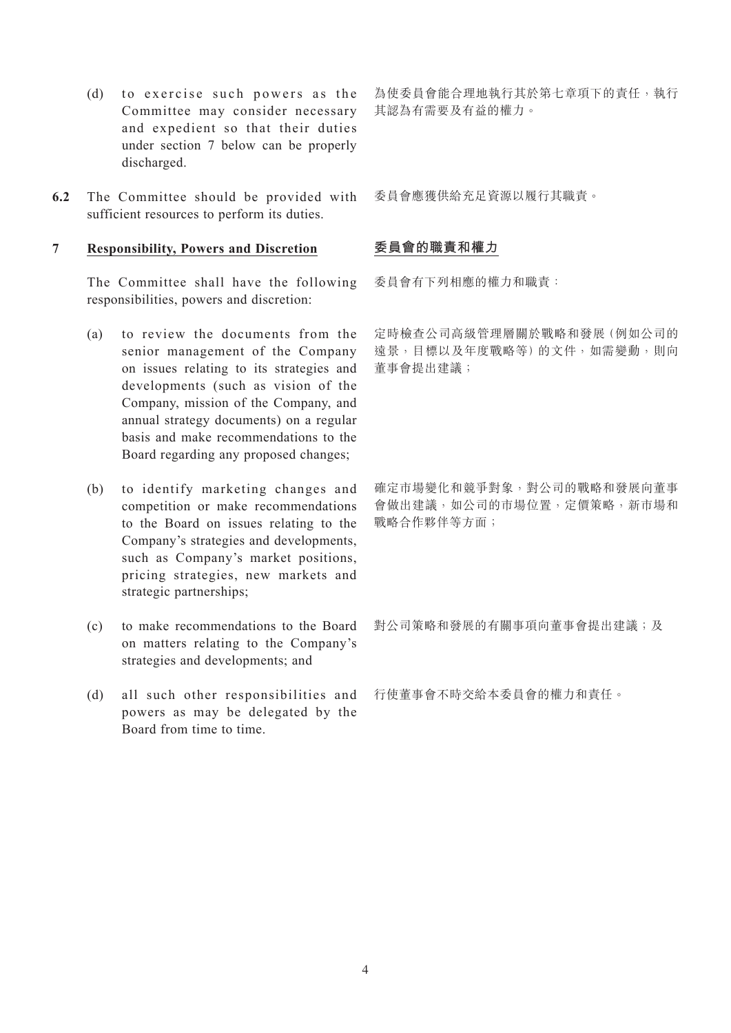(d) to exercise such powers as the Committee may consider necessary and expedient so that their duties under section 7 below can be properly discharged.

為使委員會能合理地執行其於第七章項下的責任，執行其認為有需要及有益的權力。

**6.2** The Committee should be provided with sufficient resources to perform its duties.

委員會應獲供給充足資源以履行其職責。

## 7 Responsibility, Powers and Discretion

## 委員會的職責和權力

The Committee shall have the following responsibilities, powers and discretion:

委員會有下列相應的權力和職責：

(a) to review the documents from the senior management of the Company on issues relating to its strategies and developments (such as vision of the Company, mission of the Company, and annual strategy documents) on a regular basis and make recommendations to the Board regarding any proposed changes;

定時檢查公司高級管理層關於戰略和發展（例如公司的遠景，目標以及年度戰略等）的文件，如需變動，則向董事會提出建議；

(b) to identify marketing changes and competition or make recommendations to the Board on issues relating to the Company's strategies and developments, such as Company's market positions, pricing strategies, new markets and strategic partnerships;

確定市場變化和競爭對象，對公司的戰略和發展向董事會做出建議，如公司的市場位置，定價策略，新市場和戰略合作夥伴等方面；

(c) to make recommendations to the Board on matters relating to the Company's strategies and developments; and

對公司策略和發展的有關事項向董事會提出建議；及

(d) all such other responsibilities and powers as may be delegated by the Board from time to time.

行使董事會不時交給本委員會的權力和責任。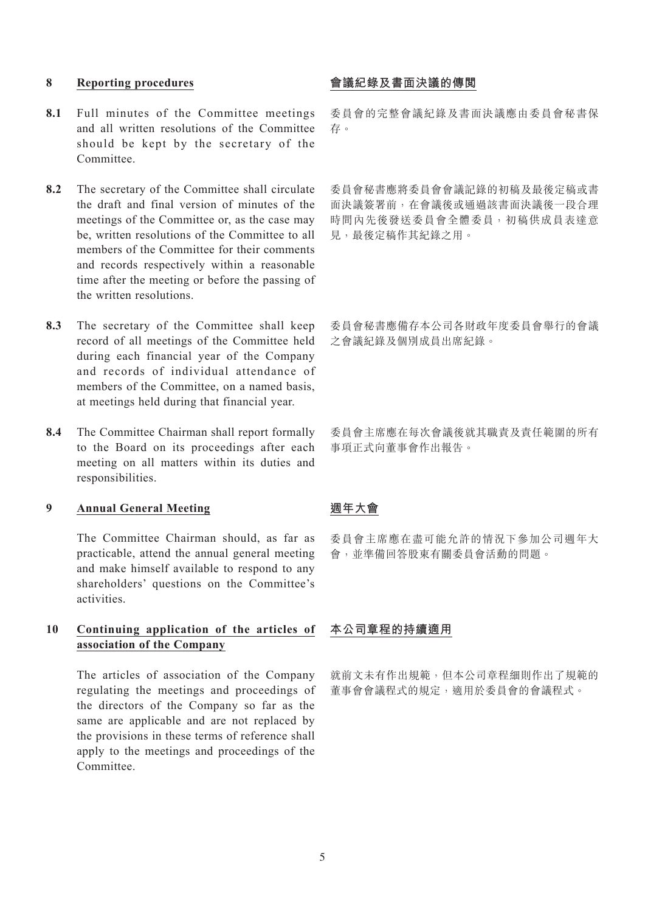## 8 Reporting procedures

## 會議紀錄及書面決議的傳閱

**8.1** Full minutes of the Committee meetings and all written resolutions of the Committee should be kept by the secretary of the Committee.

委員會的完整會議紀錄及書面決議應由委員會秘書保存。

**8.2** The secretary of the Committee shall circulate the draft and final version of minutes of the meetings of the Committee or, as the case may be, written resolutions of the Committee to all members of the Committee for their comments and records respectively within a reasonable time after the meeting or before the passing of the written resolutions.

委員會秘書應將委員會會議記錄的初稿及最後定稿或書面決議簽署前，在會議後或通過該書面決議後一段合理時間內先後發送委員會全體委員，初稿供成員表達意見，最後定稿作其紀錄之用。

**8.3** The secretary of the Committee shall keep record of all meetings of the Committee held during each financial year of the Company and records of individual attendance of members of the Committee, on a named basis, at meetings held during that financial year.

委員會秘書應備存本公司各財政年度委員會舉行的會議之會議紀錄及個別成員出席紀錄。

**8.4** The Committee Chairman shall report formally to the Board on its proceedings after each meeting on all matters within its duties and responsibilities.

委員會主席應在每次會議後就其職責及責任範圍的所有事項正式向董事會作出報告。

## 9 Annual General Meeting

## 週年大會

The Committee Chairman should, as far as practicable, attend the annual general meeting and make himself available to respond to any shareholders' questions on the Committee's activities.

委員會主席應在盡可能允許的情況下參加公司週年大會，並準備回答股東有關委員會活動的問題。

## 10 Continuing application of the articles of association of the Company

## 本公司章程的持續適用

The articles of association of the Company regulating the meetings and proceedings of the directors of the Company so far as the same are applicable and are not replaced by the provisions in these terms of reference shall apply to the meetings and proceedings of the Committee.

就前文未有作出規範，但本公司章程細則作出了規範的董事會會議程式的規定，適用於委員會的會議程式。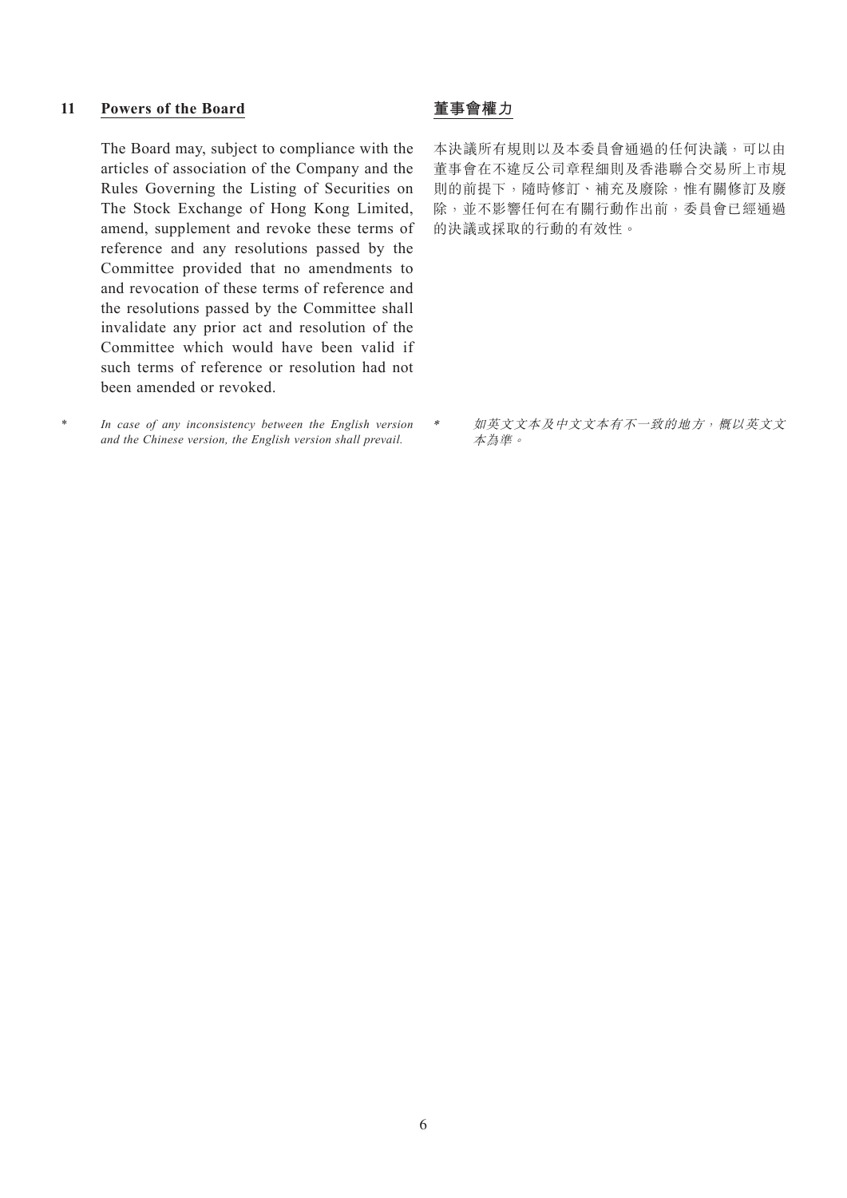## 11 Powers of the Board

The Board may, subject to compliance with the articles of association of the Company and the Rules Governing the Listing of Securities on The Stock Exchange of Hong Kong Limited, amend, supplement and revoke these terms of reference and any resolutions passed by the Committee provided that no amendments to and revocation of these terms of reference and the resolutions passed by the Committee shall invalidate any prior act and resolution of the Committee which would have been valid if such terms of reference or resolution had not been amended or revoked.

*\* In case of any inconsistency between the English version and the Chinese version, the English version shall prevail.*

## 董事會權力

本決議所有規則以及本委員會通過的任何決議，可以由董事會在不違反公司章程細則及香港聯合交易所上市規則的前提下，隨時修訂、補充及廢除，惟有關修訂及廢除，並不影響任何在有關行動作出前，委員會已經通過的決議或採取的行動的有效性。

*\* 如英文文本及中文文本有不一致的地方，概以英文文本為準。*